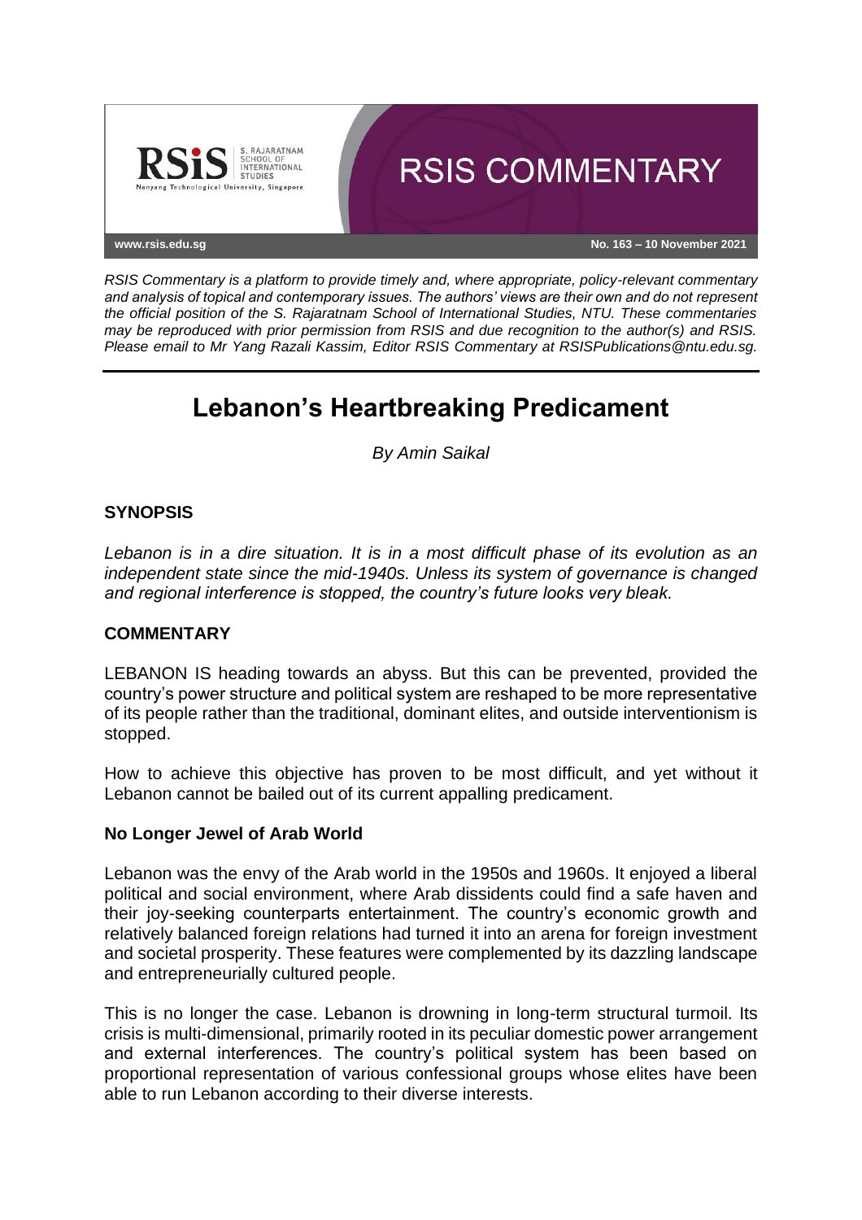RSIS COMMENTARY

www.rsis.edu.sg

No. 163 – 10 November 2021

*RSIS Commentary is a platform to provide timely and, where appropriate, policy-relevant commentary and analysis of topical and contemporary issues. The authors' views are their own and do not represent the official position of the S. Rajaratnam School of International Studies, NTU. These commentaries may be reproduced with prior permission from RSIS and due recognition to the author(s) and RSIS. Please email to Mr Yang Razali Kassim, Editor RSIS Commentary at RSISPublications@ntu.edu.sg.*

# Lebanon's Heartbreaking Predicament

*By Amin Saikal*

## SYNOPSIS

*Lebanon is in a dire situation. It is in a most difficult phase of its evolution as an independent state since the mid-1940s. Unless its system of governance is changed and regional interference is stopped, the country's future looks very bleak.*

## COMMENTARY

LEBANON IS heading towards an abyss. But this can be prevented, provided the country's power structure and political system are reshaped to be more representative of its people rather than the traditional, dominant elites, and outside interventionism is stopped.

How to achieve this objective has proven to be most difficult, and yet without it Lebanon cannot be bailed out of its current appalling predicament.

### No Longer Jewel of Arab World

Lebanon was the envy of the Arab world in the 1950s and 1960s. It enjoyed a liberal political and social environment, where Arab dissidents could find a safe haven and their joy-seeking counterparts entertainment. The country's economic growth and relatively balanced foreign relations had turned it into an arena for foreign investment and societal prosperity. These features were complemented by its dazzling landscape and entrepreneurially cultured people.

This is no longer the case. Lebanon is drowning in long-term structural turmoil. Its crisis is multi-dimensional, primarily rooted in its peculiar domestic power arrangement and external interferences. The country's political system has been based on proportional representation of various confessional groups whose elites have been able to run Lebanon according to their diverse interests.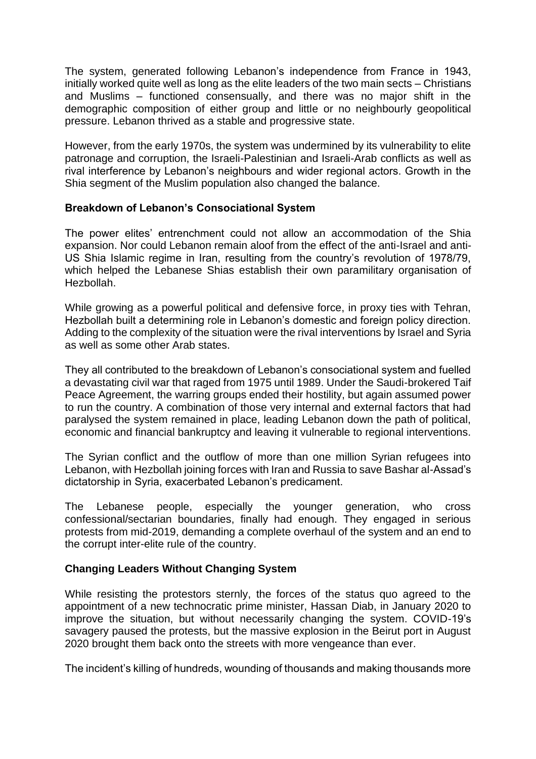The system, generated following Lebanon's independence from France in 1943, initially worked quite well as long as the elite leaders of the two main sects – Christians and Muslims – functioned consensually, and there was no major shift in the demographic composition of either group and little or no neighbourly geopolitical pressure. Lebanon thrived as a stable and progressive state.

However, from the early 1970s, the system was undermined by its vulnerability to elite patronage and corruption, the Israeli-Palestinian and Israeli-Arab conflicts as well as rival interference by Lebanon's neighbours and wider regional actors. Growth in the Shia segment of the Muslim population also changed the balance.

**Breakdown of Lebanon's Consociational System**

The power elites' entrenchment could not allow an accommodation of the Shia expansion. Nor could Lebanon remain aloof from the effect of the anti-Israel and anti-US Shia Islamic regime in Iran, resulting from the country's revolution of 1978/79, which helped the Lebanese Shias establish their own paramilitary organisation of Hezbollah.

While growing as a powerful political and defensive force, in proxy ties with Tehran, Hezbollah built a determining role in Lebanon's domestic and foreign policy direction. Adding to the complexity of the situation were the rival interventions by Israel and Syria as well as some other Arab states.

They all contributed to the breakdown of Lebanon's consociational system and fuelled a devastating civil war that raged from 1975 until 1989. Under the Saudi-brokered Taif Peace Agreement, the warring groups ended their hostility, but again assumed power to run the country. A combination of those very internal and external factors that had paralysed the system remained in place, leading Lebanon down the path of political, economic and financial bankruptcy and leaving it vulnerable to regional interventions.

The Syrian conflict and the outflow of more than one million Syrian refugees into Lebanon, with Hezbollah joining forces with Iran and Russia to save Bashar al-Assad's dictatorship in Syria, exacerbated Lebanon's predicament.

The Lebanese people, especially the younger generation, who cross confessional/sectarian boundaries, finally had enough. They engaged in serious protests from mid-2019, demanding a complete overhaul of the system and an end to the corrupt inter-elite rule of the country.

**Changing Leaders Without Changing System**

While resisting the protestors sternly, the forces of the status quo agreed to the appointment of a new technocratic prime minister, Hassan Diab, in January 2020 to improve the situation, but without necessarily changing the system. COVID-19's savagery paused the protests, but the massive explosion in the Beirut port in August 2020 brought them back onto the streets with more vengeance than ever.

The incident's killing of hundreds, wounding of thousands and making thousands more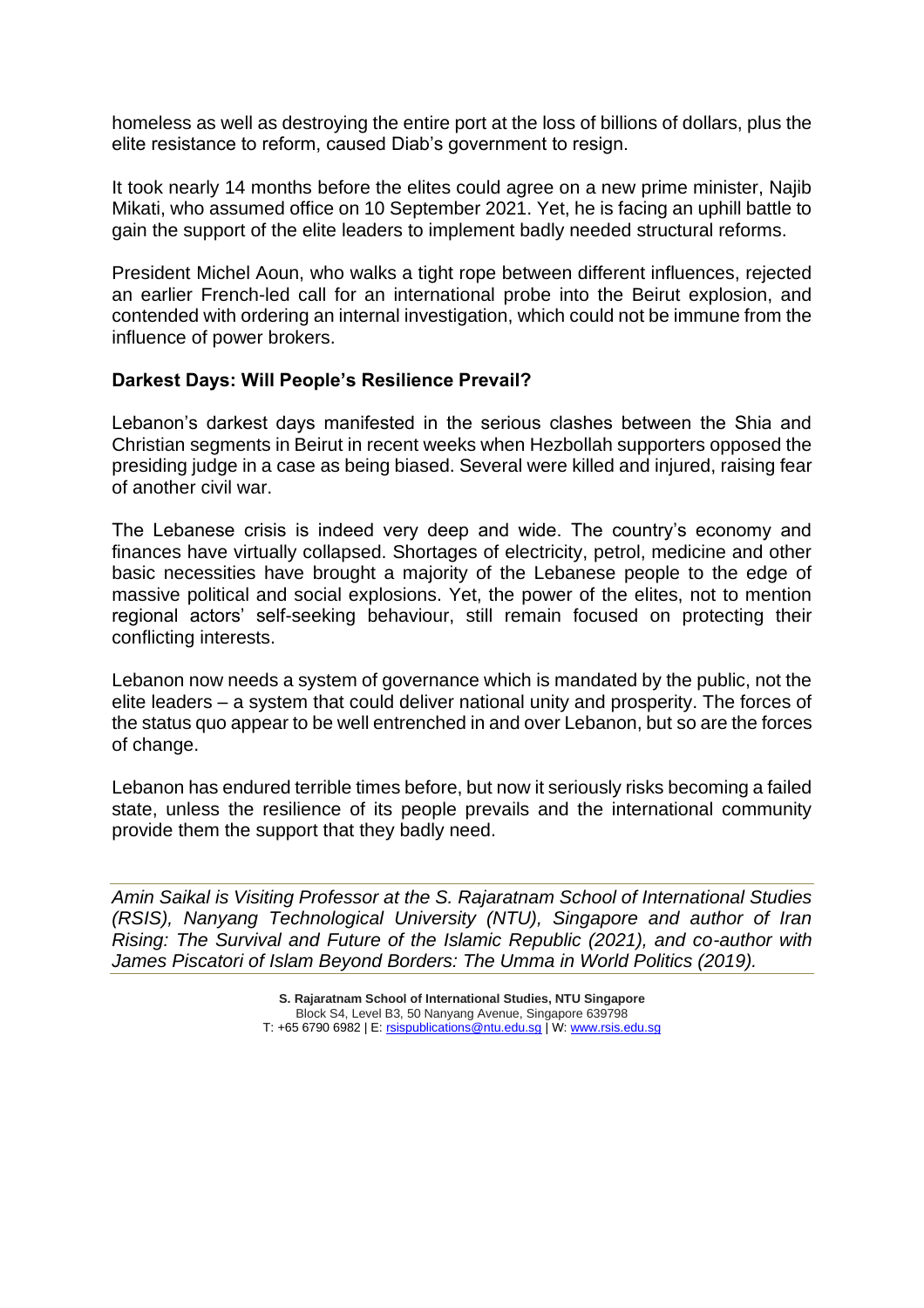homeless as well as destroying the entire port at the loss of billions of dollars, plus the elite resistance to reform, caused Diab's government to resign.

It took nearly 14 months before the elites could agree on a new prime minister, Najib Mikati, who assumed office on 10 September 2021. Yet, he is facing an uphill battle to gain the support of the elite leaders to implement badly needed structural reforms.

President Michel Aoun, who walks a tight rope between different influences, rejected an earlier French-led call for an international probe into the Beirut explosion, and contended with ordering an internal investigation, which could not be immune from the influence of power brokers.

**Darkest Days: Will People's Resilience Prevail?**

Lebanon's darkest days manifested in the serious clashes between the Shia and Christian segments in Beirut in recent weeks when Hezbollah supporters opposed the presiding judge in a case as being biased. Several were killed and injured, raising fear of another civil war.

The Lebanese crisis is indeed very deep and wide. The country's economy and finances have virtually collapsed. Shortages of electricity, petrol, medicine and other basic necessities have brought a majority of the Lebanese people to the edge of massive political and social explosions. Yet, the power of the elites, not to mention regional actors' self-seeking behaviour, still remain focused on protecting their conflicting interests.

Lebanon now needs a system of governance which is mandated by the public, not the elite leaders – a system that could deliver national unity and prosperity. The forces of the status quo appear to be well entrenched in and over Lebanon, but so are the forces of change.

Lebanon has endured terrible times before, but now it seriously risks becoming a failed state, unless the resilience of its people prevails and the international community provide them the support that they badly need.

*Amin Saikal is Visiting Professor at the S. Rajaratnam School of International Studies (RSIS), Nanyang Technological University (NTU), Singapore and author of Iran Rising: The Survival and Future of the Islamic Republic (2021), and co-author with James Piscatori of Islam Beyond Borders: The Umma in World Politics (2019).*

**S. Rajaratnam School of International Studies, NTU Singapore**
Block S4, Level B3, 50 Nanyang Avenue, Singapore 639798
T: +65 6790 6982 | E: rsispublications@ntu.edu.sg | W: www.rsis.edu.sg